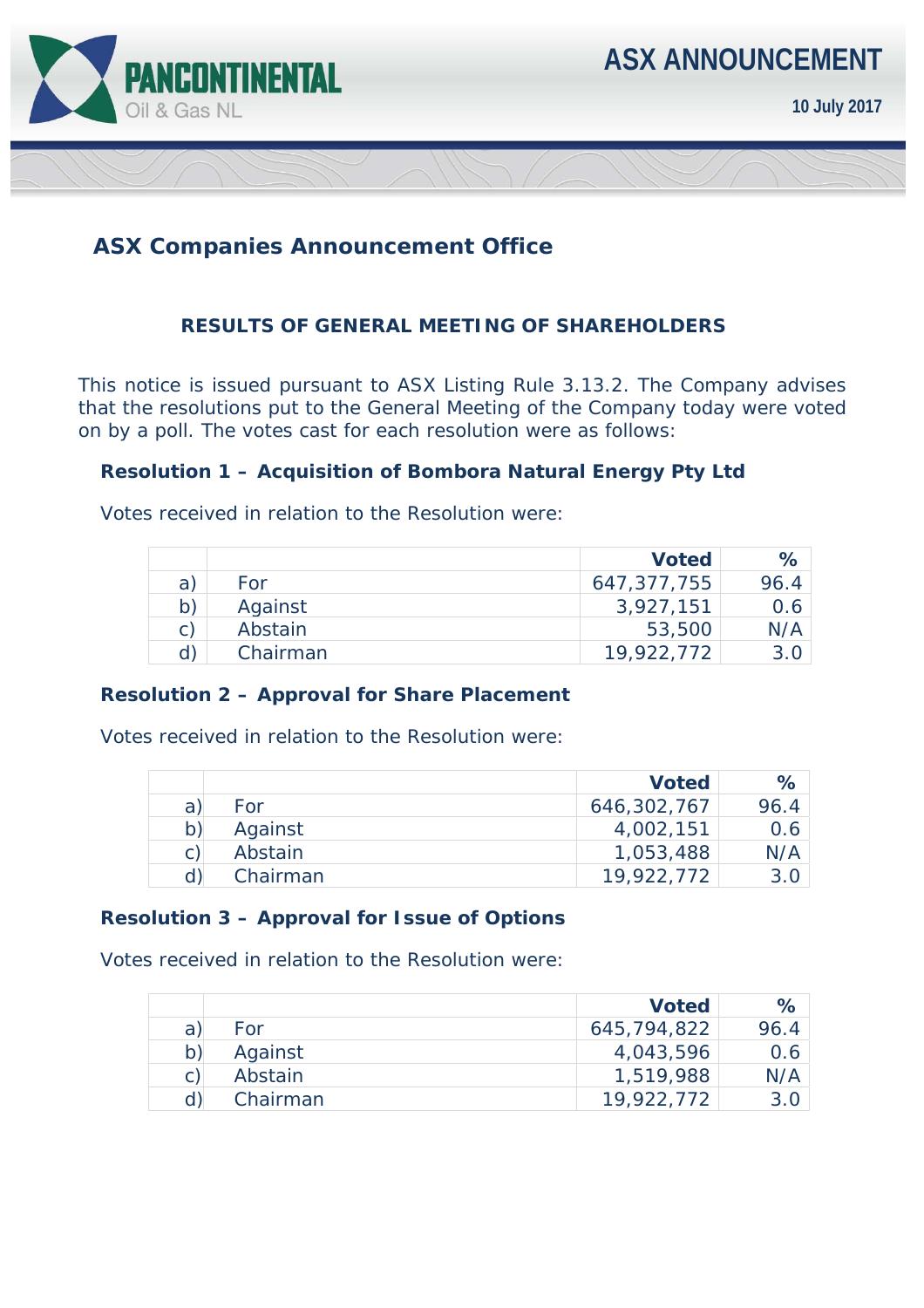PANCONTINENTAL Oil & Gas NL

# ASX ANNOUNCEMENT

**10 July 2017**

## ASX Companies Announcement Office

### RESULTS OF GENERAL MEETING OF SHAREHOLDERS

This notice is issued pursuant to ASX Listing Rule 3.13.2. The Company advises that the resolutions put to the General Meeting of the Company today were voted on by a poll. The votes cast for each resolution were as follows:

**Resolution 1 – Acquisition of Bombora Natural Energy Pty Ltd**

Votes received in relation to the Resolution were:

| | | Voted | % |
|---|---|---|---|
| a) | For | 647,377,755 | 96.4 |
| b) | Against | 3,927,151 | 0.6 |
| c) | Abstain | 53,500 | N/A |
| d) | Chairman | 19,922,772 | 3.0 |

**Resolution 2 – Approval for Share Placement**

Votes received in relation to the Resolution were:

| | | Voted | % |
|---|---|---|---|
| a) | For | 646,302,767 | 96.4 |
| b) | Against | 4,002,151 | 0.6 |
| c) | Abstain | 1,053,488 | N/A |
| d) | Chairman | 19,922,772 | 3.0 |

**Resolution 3 – Approval for Issue of Options**

Votes received in relation to the Resolution were:

| | | Voted | % |
|---|---|---|---|
| a) | For | 645,794,822 | 96.4 |
| b) | Against | 4,043,596 | 0.6 |
| c) | Abstain | 1,519,988 | N/A |
| d) | Chairman | 19,922,772 | 3.0 |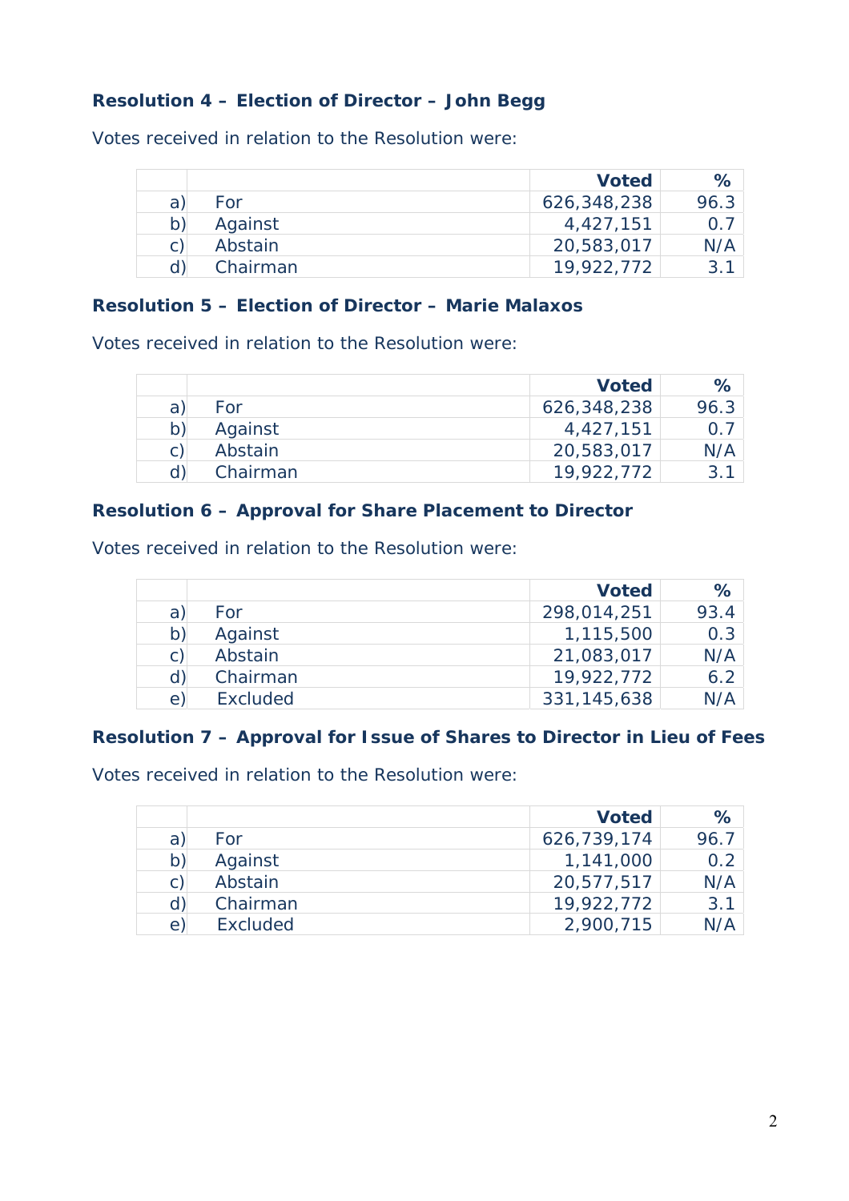**Resolution 4 – Election of Director – John Begg**

Votes received in relation to the Resolution were:

| | | Voted | % |
|---|---|---|---|
| a) | For | 626,348,238 | 96.3 |
| b) | Against | 4,427,151 | 0.7 |
| c) | Abstain | 20,583,017 | N/A |
| d) | Chairman | 19,922,772 | 3.1 |

**Resolution 5 – Election of Director – Marie Malaxos**

Votes received in relation to the Resolution were:

| | | Voted | % |
|---|---|---|---|
| a) | For | 626,348,238 | 96.3 |
| b) | Against | 4,427,151 | 0.7 |
| c) | Abstain | 20,583,017 | N/A |
| d) | Chairman | 19,922,772 | 3.1 |

**Resolution 6 – Approval for Share Placement to Director**

Votes received in relation to the Resolution were:

| | | Voted | % |
|---|---|---|---|
| a) | For | 298,014,251 | 93.4 |
| b) | Against | 1,115,500 | 0.3 |
| c) | Abstain | 21,083,017 | N/A |
| d) | Chairman | 19,922,772 | 6.2 |
| e) | Excluded | 331,145,638 | N/A |

**Resolution 7 – Approval for Issue of Shares to Director in Lieu of Fees**

Votes received in relation to the Resolution were:

| | | Voted | % |
|---|---|---|---|
| a) | For | 626,739,174 | 96.7 |
| b) | Against | 1,141,000 | 0.2 |
| c) | Abstain | 20,577,517 | N/A |
| d) | Chairman | 19,922,772 | 3.1 |
| e) | Excluded | 2,900,715 | N/A |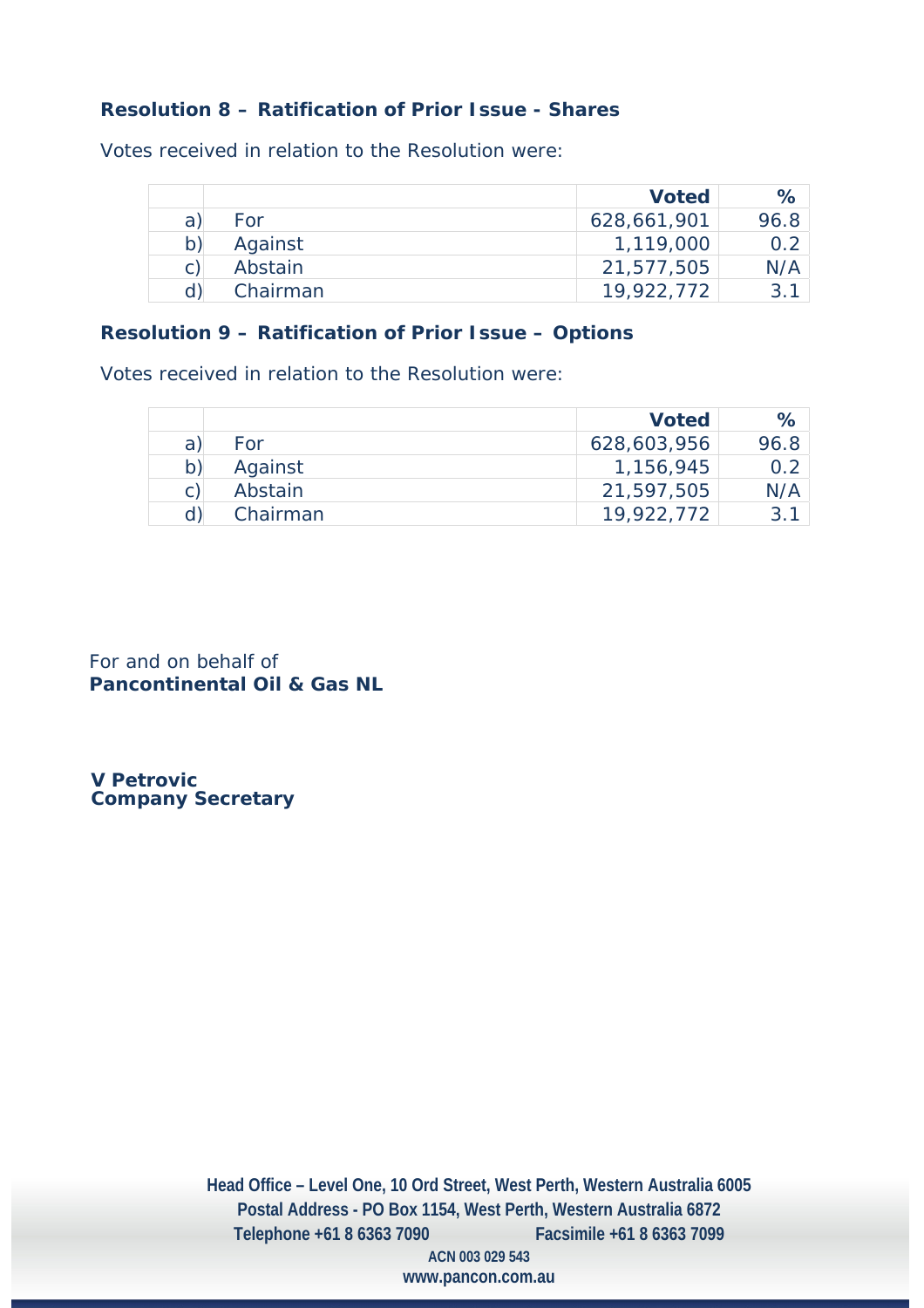**Resolution 8 – Ratification of Prior Issue - Shares**

Votes received in relation to the Resolution were:

| | | Voted | % |
|---|---|---|---|
| a) | For | 628,661,901 | 96.8 |
| b) | Against | 1,119,000 | 0.2 |
| c) | Abstain | 21,577,505 | N/A |
| d) | Chairman | 19,922,772 | 3.1 |

**Resolution 9 – Ratification of Prior Issue – Options**

Votes received in relation to the Resolution were:

| | | Voted | % |
|---|---|---|---|
| a) | For | 628,603,956 | 96.8 |
| b) | Against | 1,156,945 | 0.2 |
| c) | Abstain | 21,597,505 | N/A |
| d) | Chairman | 19,922,772 | 3.1 |

For and on behalf of
**Pancontinental Oil & Gas NL**

**V Petrovic**
**Company Secretary**

**Head Office – Level One, 10 Ord Street, West Perth, Western Australia 6005**
**Postal Address - PO Box 1154, West Perth, Western Australia 6872**
**Telephone +61 8 6363 7090 Facsimile +61 8 6363 7099**
**ACN 003 029 543**
**www.pancon.com.au**